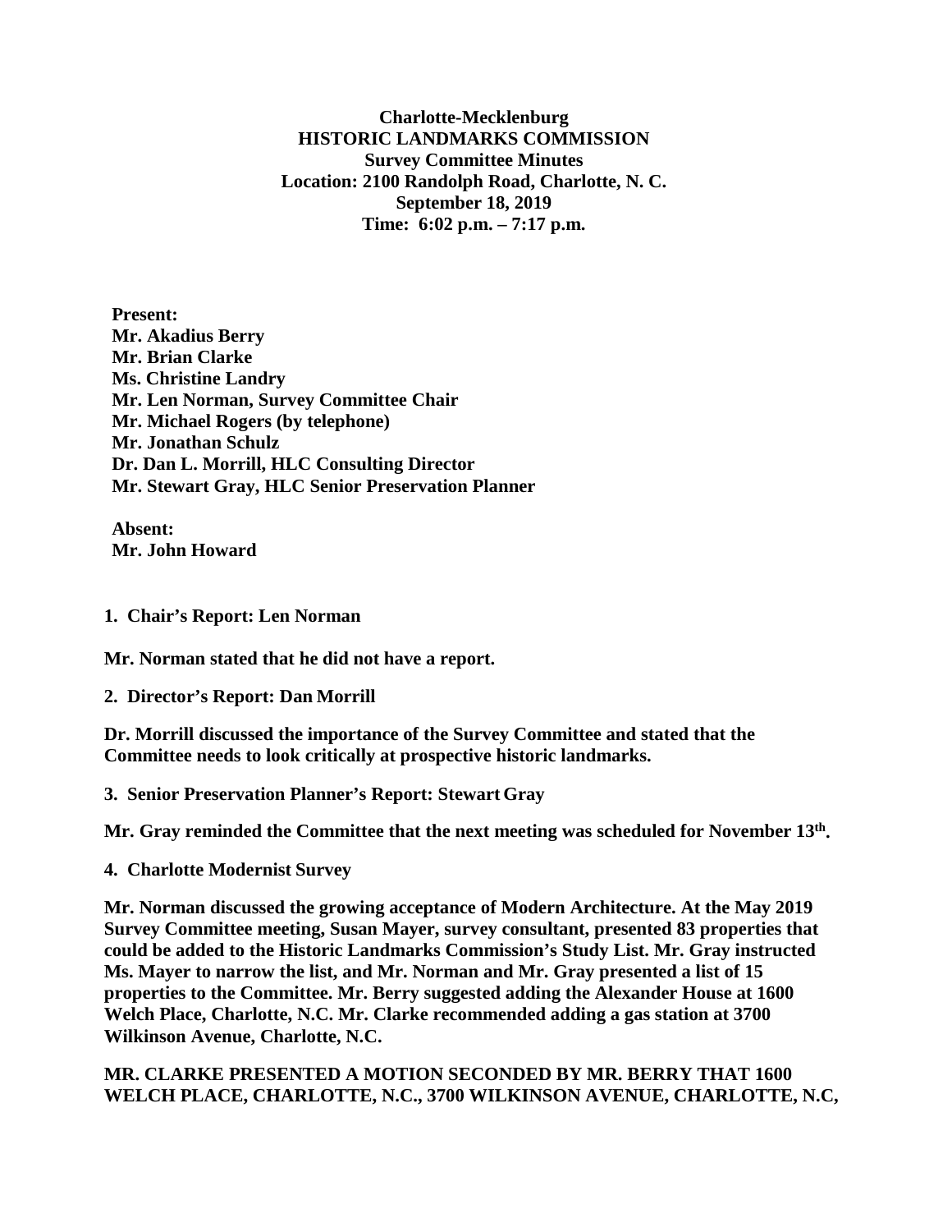**Charlotte-Mecklenburg**
**HISTORIC LANDMARKS COMMISSION**
**Survey Committee Minutes**
**Location: 2100 Randolph Road, Charlotte, N. C.**
**September 18, 2019**
**Time: 6:02 p.m. – 7:17 p.m.**

**Present:**
**Mr. Akadius Berry**
**Mr. Brian Clarke**
**Ms. Christine Landry**
**Mr. Len Norman, Survey Committee Chair**
**Mr. Michael Rogers (by telephone)**
**Mr. Jonathan Schulz**
**Dr. Dan L. Morrill, HLC Consulting Director**
**Mr. Stewart Gray, HLC Senior Preservation Planner**

**Absent:**
**Mr. John Howard**

**1. Chair's Report: Len Norman**

**Mr. Norman stated that he did not have a report.**

**2. Director's Report: Dan Morrill**

**Dr. Morrill discussed the importance of the Survey Committee and stated that the Committee needs to look critically at prospective historic landmarks.**

**3. Senior Preservation Planner's Report: Stewart Gray**

**Mr. Gray reminded the Committee that the next meeting was scheduled for November 13th.**

**4. Charlotte Modernist Survey**

**Mr. Norman discussed the growing acceptance of Modern Architecture. At the May 2019 Survey Committee meeting, Susan Mayer, survey consultant, presented 83 properties that could be added to the Historic Landmarks Commission's Study List. Mr. Gray instructed Ms. Mayer to narrow the list, and Mr. Norman and Mr. Gray presented a list of 15 properties to the Committee. Mr. Berry suggested adding the Alexander House at 1600 Welch Place, Charlotte, N.C. Mr. Clarke recommended adding a gas station at 3700 Wilkinson Avenue, Charlotte, N.C.**

**MR. CLARKE PRESENTED A MOTION SECONDED BY MR. BERRY THAT 1600 WELCH PLACE, CHARLOTTE, N.C., 3700 WILKINSON AVENUE, CHARLOTTE, N.C,**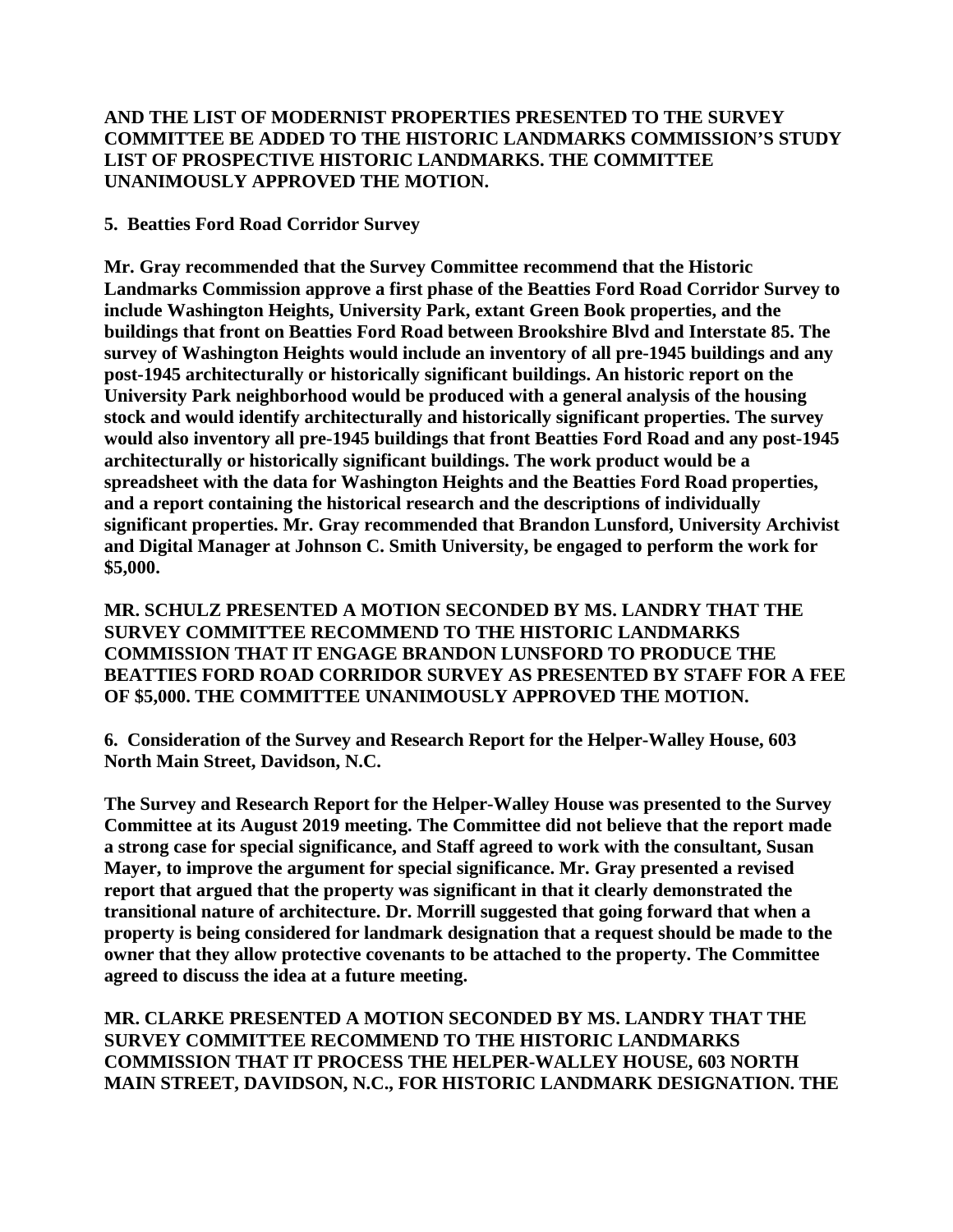**AND THE LIST OF MODERNIST PROPERTIES PRESENTED TO THE SURVEY COMMITTEE BE ADDED TO THE HISTORIC LANDMARKS COMMISSION'S STUDY LIST OF PROSPECTIVE HISTORIC LANDMARKS. THE COMMITTEE UNANIMOUSLY APPROVED THE MOTION.**

**5. Beatties Ford Road Corridor Survey**

**Mr. Gray recommended that the Survey Committee recommend that the Historic Landmarks Commission approve a first phase of the Beatties Ford Road Corridor Survey to include Washington Heights, University Park, extant Green Book properties, and the buildings that front on Beatties Ford Road between Brookshire Blvd and Interstate 85. The survey of Washington Heights would include an inventory of all pre-1945 buildings and any post-1945 architecturally or historically significant buildings. An historic report on the University Park neighborhood would be produced with a general analysis of the housing stock and would identify architecturally and historically significant properties. The survey would also inventory all pre-1945 buildings that front Beatties Ford Road and any post-1945 architecturally or historically significant buildings. The work product would be a spreadsheet with the data for Washington Heights and the Beatties Ford Road properties, and a report containing the historical research and the descriptions of individually significant properties. Mr. Gray recommended that Brandon Lunsford, University Archivist and Digital Manager at Johnson C. Smith University, be engaged to perform the work for $5,000.**

**MR. SCHULZ PRESENTED A MOTION SECONDED BY MS. LANDRY THAT THE SURVEY COMMITTEE RECOMMEND TO THE HISTORIC LANDMARKS COMMISSION THAT IT ENGAGE BRANDON LUNSFORD TO PRODUCE THE BEATTIES FORD ROAD CORRIDOR SURVEY AS PRESENTED BY STAFF FOR A FEE OF $5,000. THE COMMITTEE UNANIMOUSLY APPROVED THE MOTION.**

**6. Consideration of the Survey and Research Report for the Helper-Walley House, 603 North Main Street, Davidson, N.C.**

**The Survey and Research Report for the Helper-Walley House was presented to the Survey Committee at its August 2019 meeting. The Committee did not believe that the report made a strong case for special significance, and Staff agreed to work with the consultant, Susan Mayer, to improve the argument for special significance. Mr. Gray presented a revised report that argued that the property was significant in that it clearly demonstrated the transitional nature of architecture. Dr. Morrill suggested that going forward that when a property is being considered for landmark designation that a request should be made to the owner that they allow protective covenants to be attached to the property. The Committee agreed to discuss the idea at a future meeting.**

**MR. CLARKE PRESENTED A MOTION SECONDED BY MS. LANDRY THAT THE SURVEY COMMITTEE RECOMMEND TO THE HISTORIC LANDMARKS COMMISSION THAT IT PROCESS THE HELPER-WALLEY HOUSE, 603 NORTH MAIN STREET, DAVIDSON, N.C., FOR HISTORIC LANDMARK DESIGNATION. THE**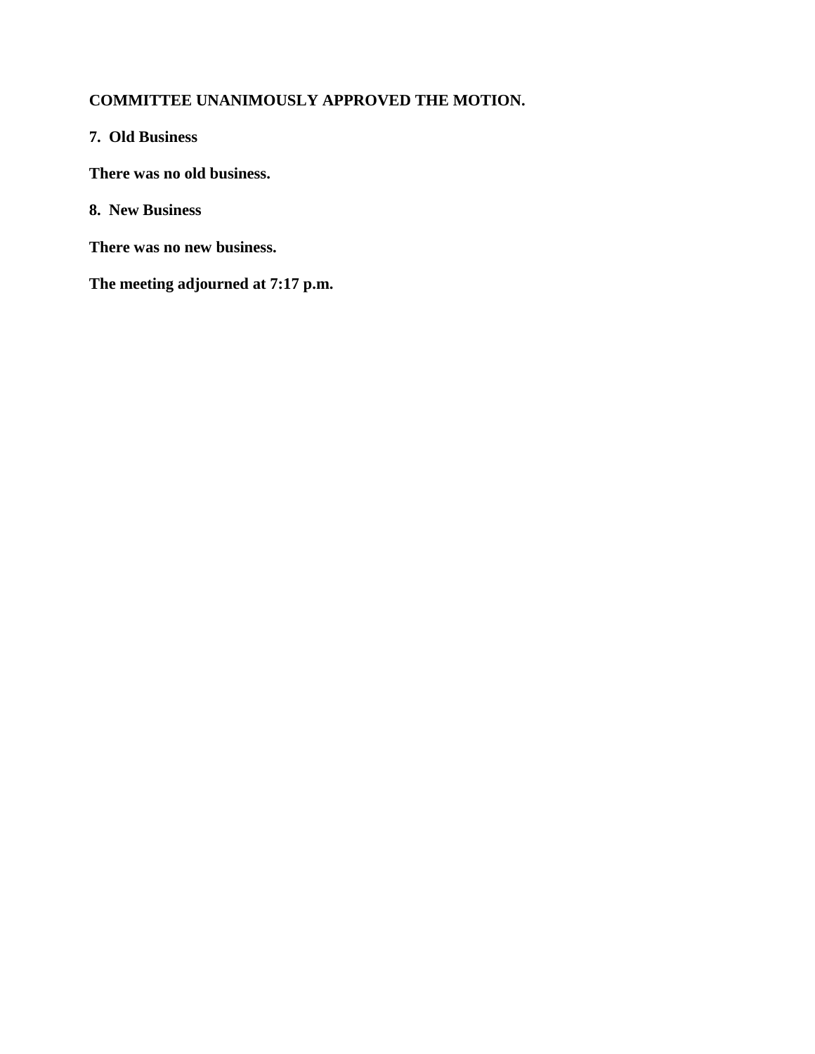**COMMITTEE UNANIMOUSLY APPROVED THE MOTION.**

**7. Old Business**

**There was no old business.**

**8. New Business**

**There was no new business.**

**The meeting adjourned at 7:17 p.m.**